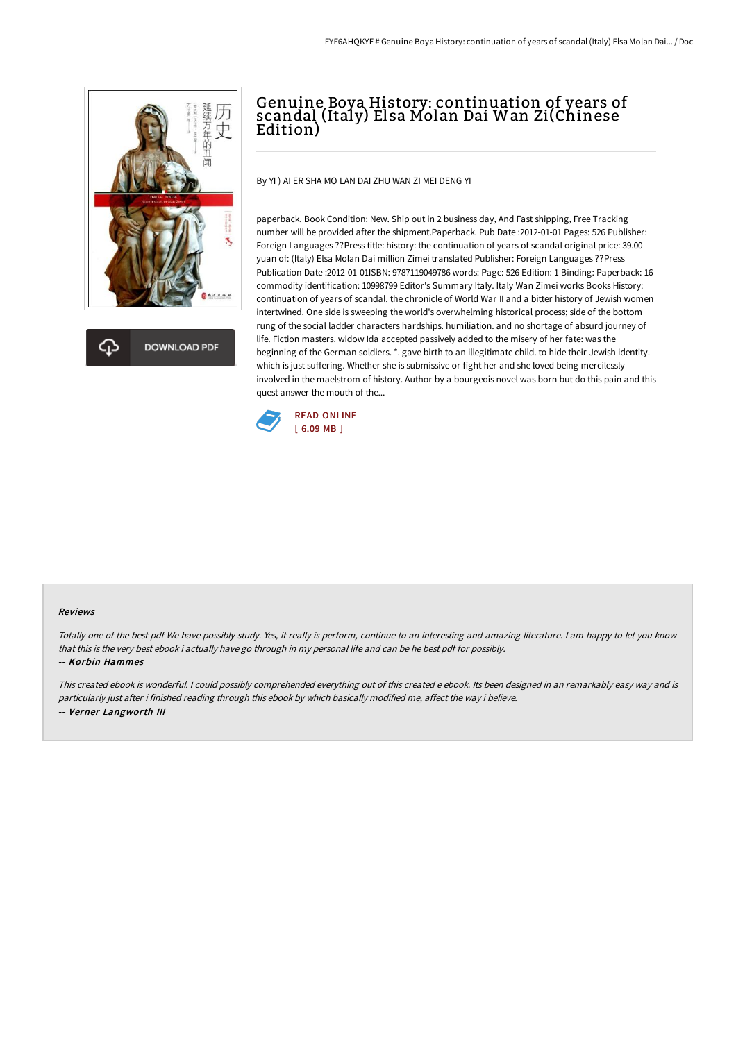# Genuine Boya History: continuation of years of scandal (Italy) Elsa Molan Dai Wan Zi(Chinese Edition)

By YI ) AI ER SHA MO LAN DAI ZHU WAN ZI MEI DENG YI

paperback. Book Condition: New. Ship out in 2 business day, And Fast shipping, Free Tracking number will be provided after the shipment.Paperback. Pub Date :2012-01-01 Pages: 526 Publisher: Foreign Languages ??Press title: history: the continuation of years of scandal original price: 39.00 yuan of: (Italy) Elsa Molan Dai million Zimei translated Publisher: Foreign Languages ??Press Publication Date :2012-01-01ISBN: 9787119049786 words: Page: 526 Edition: 1 Binding: Paperback: 16 commodity identification: 10998799 Editor's Summary Italy. Italy Wan Zimei works Books History: continuation of years of scandal. the chronicle of World War II and a bitter history of Jewish women intertwined. One side is sweeping the world's overwhelming historical process; side of the bottom rung of the social ladder characters hardships. humiliation. and no shortage of absurd journey of life. Fiction masters. widow Ida accepted passively added to the misery of her fate: was the beginning of the German soldiers. *. gave birth to an illegitimate child. to hide their Jewish identity. which is just suffering. Whether she is submissive or fight her and she loved being mercilessly involved in the maelstrom of history. Author by a bourgeois novel was born but do this pain and this quest answer the mouth of the...

READ ONLINE
[ 6.09 MB ]

### Reviews

*Totally one of the best pdf We have possibly study. Yes, it really is perform, continue to an interesting and amazing literature. I am happy to let you know that this is the very best ebook i actually have go through in my personal life and can be he best pdf for possibly.*

*-- Korbin Hammes*

*This created ebook is wonderful. I could possibly comprehended everything out of this created e ebook. Its been designed in an remarkably easy way and is particularly just after i finished reading through this ebook by which basically modified me, affect the way i believe.*

*-- Verner Langworth III*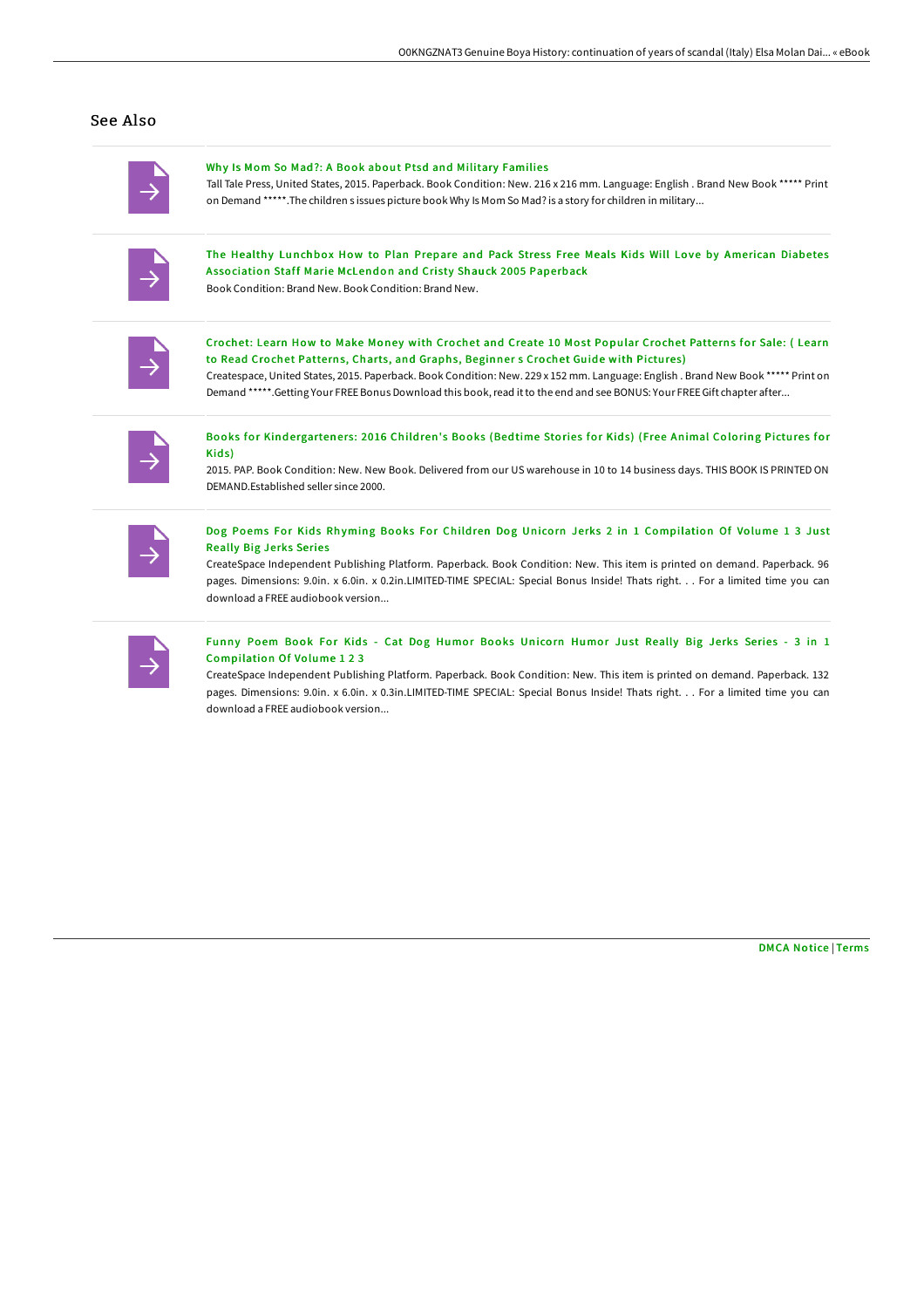## See Also

**Why Is Mom So Mad?: A Book about Ptsd and Military Families**

Tall Tale Press, United States, 2015. Paperback. Book Condition: New. 216 x 216 mm. Language: English . Brand New Book ***** Print on Demand *****.The children s issues picture book Why Is Mom So Mad? is a story for children in military...

**The Healthy Lunchbox How to Plan Prepare and Pack Stress Free Meals Kids Will Love by American Diabetes Association Staff Marie McLendon and Cristy Shauck 2005 Paperback**

Book Condition: Brand New. Book Condition: Brand New.

**Crochet: Learn How to Make Money with Crochet and Create 10 Most Popular Crochet Patterns for Sale: ( Learn to Read Crochet Patterns, Charts, and Graphs, Beginner s Crochet Guide with Pictures)**

Createspace, United States, 2015. Paperback. Book Condition: New. 229 x 152 mm. Language: English . Brand New Book ***** Print on Demand *****.Getting Your FREE Bonus Download this book, read it to the end and see BONUS: Your FREE Gift chapter after...

**Books for Kindergarteners: 2016 Children's Books (Bedtime Stories for Kids) (Free Animal Coloring Pictures for Kids)**

2015. PAP. Book Condition: New. New Book. Delivered from our US warehouse in 10 to 14 business days. THIS BOOK IS PRINTED ON DEMAND.Established seller since 2000.

**Dog Poems For Kids Rhyming Books For Children Dog Unicorn Jerks 2 in 1 Compilation Of Volume 1 3 Just Really Big Jerks Series**

CreateSpace Independent Publishing Platform. Paperback. Book Condition: New. This item is printed on demand. Paperback. 96 pages. Dimensions: 9.0in. x 6.0in. x 0.2in.LIMITED-TIME SPECIAL: Special Bonus Inside! Thats right. . . For a limited time you can download a FREE audiobook version...

**Funny Poem Book For Kids - Cat Dog Humor Books Unicorn Humor Just Really Big Jerks Series - 3 in 1 Compilation Of Volume 1 2 3**

CreateSpace Independent Publishing Platform. Paperback. Book Condition: New. This item is printed on demand. Paperback. 132 pages. Dimensions: 9.0in. x 6.0in. x 0.3in.LIMITED-TIME SPECIAL: Special Bonus Inside! Thats right. . . For a limited time you can download a FREE audiobook version...